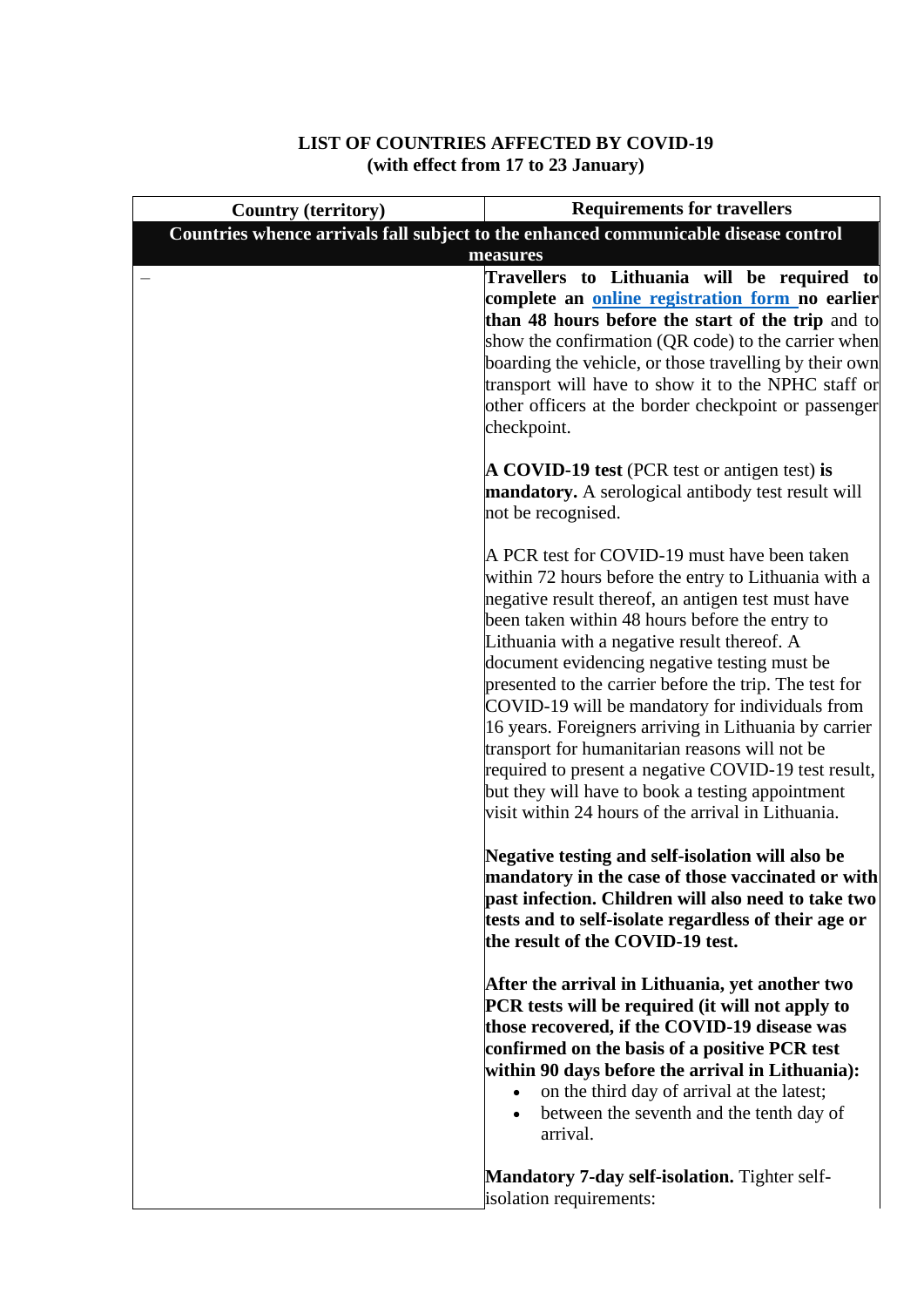# LIST OF COUNTRIES AFFECTED BY COVID-19
## (with effect from 17 to 23 January)

| Country (territory) | Requirements for travellers |
|---|---|
| **Countries whence arrivals fall subject to the enhanced communicable disease control measures** | |
| – | **Travellers to Lithuania will be required to complete an online registration form no earlier than 48 hours before the start of the trip** and to show the confirmation (QR code) to the carrier when boarding the vehicle, or those travelling by their own transport will have to show it to the NPHC staff or other officers at the border checkpoint or passenger checkpoint.<br><br>**A COVID-19 test** (PCR test or antigen test) **is mandatory.** A serological antibody test result will not be recognised.<br><br>A PCR test for COVID-19 must have been taken within 72 hours before the entry to Lithuania with a negative result thereof, an antigen test must have been taken within 48 hours before the entry to Lithuania with a negative result thereof. A document evidencing negative testing must be presented to the carrier before the trip. The test for COVID-19 will be mandatory for individuals from 16 years. Foreigners arriving in Lithuania by carrier transport for humanitarian reasons will not be required to present a negative COVID-19 test result, but they will have to book a testing appointment visit within 24 hours of the arrival in Lithuania.<br><br>**Negative testing and self-isolation will also be mandatory in the case of those vaccinated or with past infection. Children will also need to take two tests and to self-isolate regardless of their age or the result of the COVID-19 test.**<br><br>**After the arrival in Lithuania, yet another two PCR tests will be required (it will not apply to those recovered, if the COVID-19 disease was confirmed on the basis of a positive PCR test within 90 days before the arrival in Lithuania):**<br>• on the third day of arrival at the latest;<br>• between the seventh and the tenth day of arrival.<br><br>**Mandatory 7-day self-isolation.** Tighter self-isolation requirements: |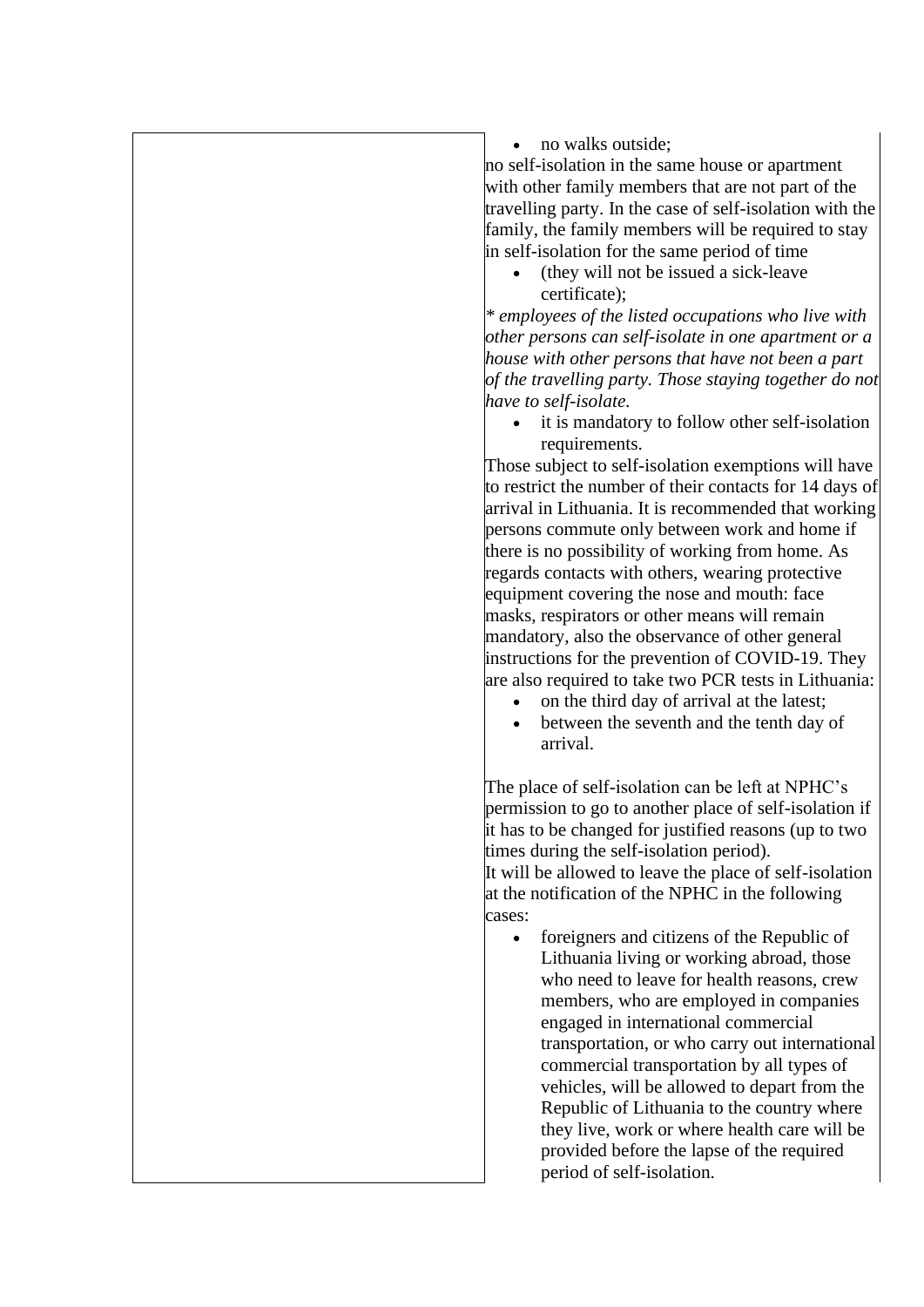| | - no walks outside;<br>no self-isolation in the same house or apartment with other family members that are not part of the travelling party. In the case of self-isolation with the family, the family members will be required to stay in self-isolation for the same period of time<br>- (they will not be issued a sick-leave certificate);<br>*\* employees of the listed occupations who live with other persons can self-isolate in one apartment or a house with other persons that have not been a part of the travelling party. Those staying together do not have to self-isolate.*<br>- it is mandatory to follow other self-isolation requirements.<br>Those subject to self-isolation exemptions will have to restrict the number of their contacts for 14 days of arrival in Lithuania. It is recommended that working persons commute only between work and home if there is no possibility of working from home. As regards contacts with others, wearing protective equipment covering the nose and mouth: face masks, respirators or other means will remain mandatory, also the observance of other general instructions for the prevention of COVID-19. They are also required to take two PCR tests in Lithuania:<br>- on the third day of arrival at the latest;<br>- between the seventh and the tenth day of arrival.<br><br>The place of self-isolation can be left at NPHC's permission to go to another place of self-isolation if it has to be changed for justified reasons (up to two times during the self-isolation period).<br>It will be allowed to leave the place of self-isolation at the notification of the NPHC in the following cases:<br>- foreigners and citizens of the Republic of Lithuania living or working abroad, those who need to leave for health reasons, crew members, who are employed in companies engaged in international commercial transportation, or who carry out international commercial transportation by all types of vehicles, will be allowed to depart from the Republic of Lithuania to the country where they live, work or where health care will be provided before the lapse of the required period of self-isolation. |
|---|---|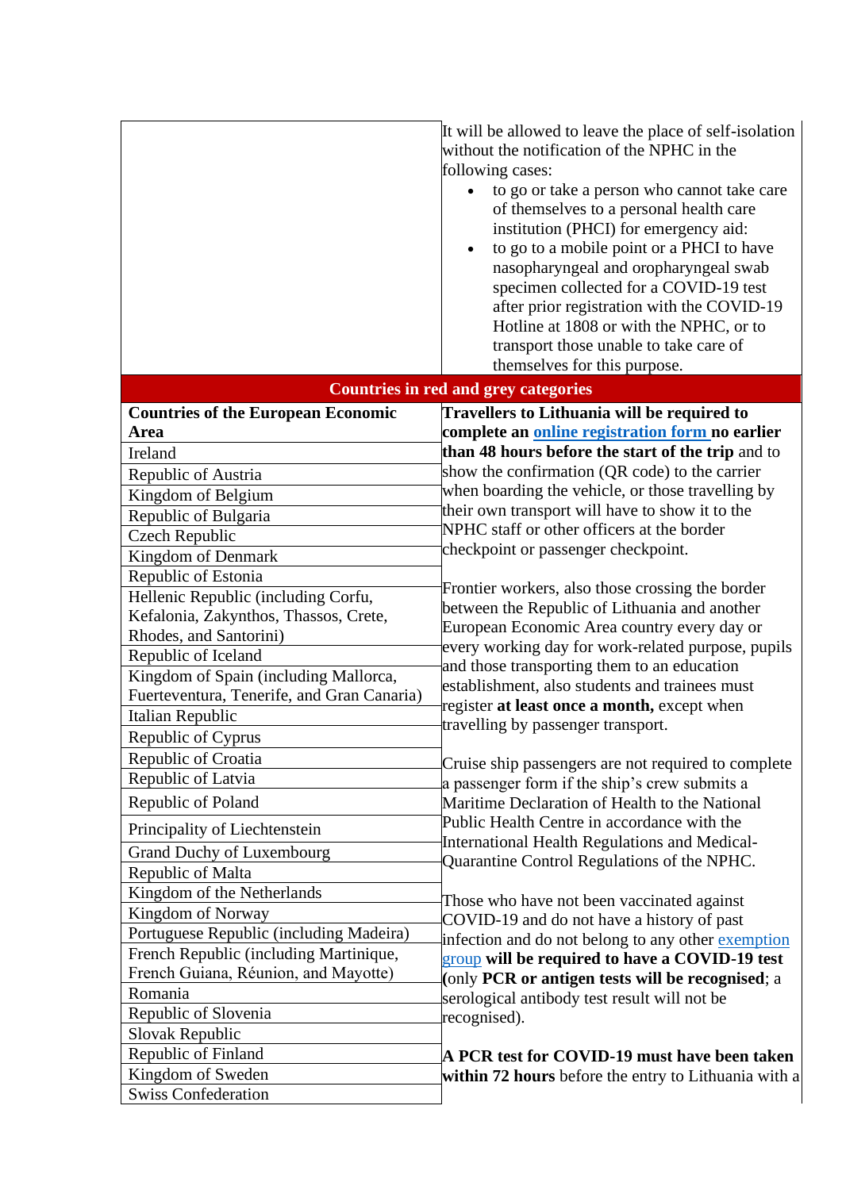| | |
|---|---|
| | It will be allowed to leave the place of self-isolation without the notification of the NPHC in the following cases:<br>• to go or take a person who cannot take care of themselves to a personal health care institution (PHCI) for emergency aid:<br>• to go to a mobile point or a PHCI to have nasopharyngeal and oropharyngeal swab specimen collected for a COVID-19 test after prior registration with the COVID-19 Hotline at 1808 or with the NPHC, or to transport those unable to take care of themselves for this purpose. |
| **Countries in red and grey categories** | |
| **Countries of the European Economic Area**<br>Ireland<br>Republic of Austria<br>Kingdom of Belgium<br>Republic of Bulgaria<br>Czech Republic<br>Kingdom of Denmark<br>Republic of Estonia<br>Hellenic Republic (including Corfu, Kefalonia, Zakynthos, Thassos, Crete, Rhodes, and Santorini)<br>Republic of Iceland<br>Kingdom of Spain (including Mallorca, Fuerteventura, Tenerife, and Gran Canaria)<br>Italian Republic<br>Republic of Cyprus<br>Republic of Croatia<br>Republic of Latvia<br>Republic of Poland<br>Principality of Liechtenstein<br>Grand Duchy of Luxembourg<br>Republic of Malta<br>Kingdom of the Netherlands<br>Kingdom of Norway<br>Portuguese Republic (including Madeira)<br>French Republic (including Martinique, French Guiana, Réunion, and Mayotte)<br>Romania<br>Republic of Slovenia<br>Slovak Republic<br>Republic of Finland<br>Kingdom of Sweden<br>Swiss Confederation | **Travellers to Lithuania will be required to complete an online registration form no earlier than 48 hours before the start of the trip** and to show the confirmation (QR code) to the carrier when boarding the vehicle, or those travelling by their own transport will have to show it to the NPHC staff or other officers at the border checkpoint or passenger checkpoint.<br><br>Frontier workers, also those crossing the border between the Republic of Lithuania and another European Economic Area country every day or every working day for work-related purpose, pupils and those transporting them to an education establishment, also students and trainees must register **at least once a month,** except when travelling by passenger transport.<br><br>Cruise ship passengers are not required to complete a passenger form if the ship's crew submits a Maritime Declaration of Health to the National Public Health Centre in accordance with the International Health Regulations and Medical-Quarantine Control Regulations of the NPHC.<br><br>Those who have not been vaccinated against COVID-19 and do not have a history of past infection and do not belong to any other exemption group **will be required to have a COVID-19 test** (only **PCR or antigen tests will be recognised**; a serological antibody test result will not be recognised).<br><br>**A PCR test for COVID-19 must have been taken within 72 hours** before the entry to Lithuania with a |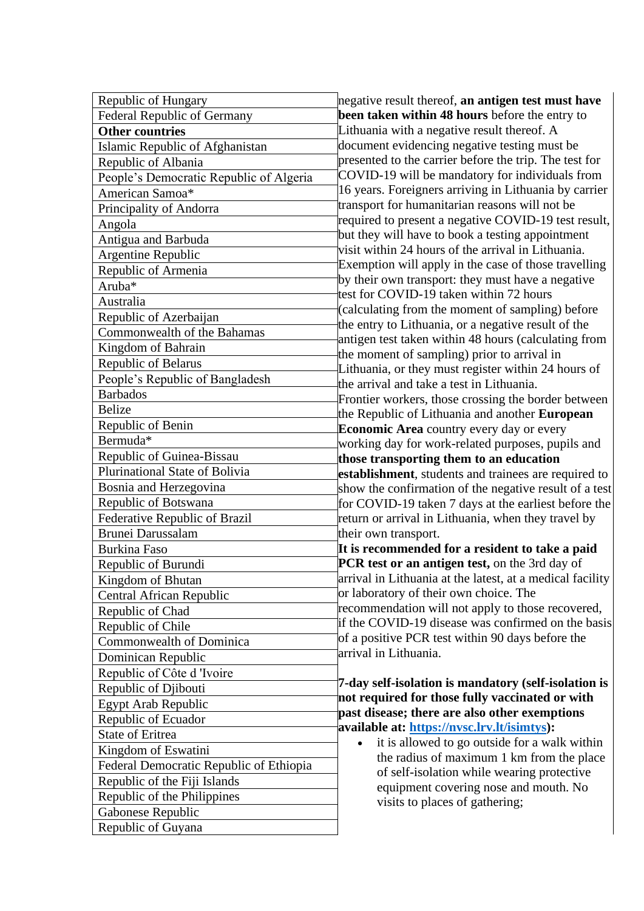| | |
|---|---|
| Republic of Hungary | negative result thereof, **an antigen test must have been taken within 48 hours** before the entry to Lithuania with a negative result thereof. A document evidencing negative testing must be presented to the carrier before the trip. The test for COVID-19 will be mandatory for individuals from 16 years. Foreigners arriving in Lithuania by carrier transport for humanitarian reasons will not be required to present a negative COVID-19 test result, but they will have to book a testing appointment visit within 24 hours of the arrival in Lithuania. Exemption will apply in the case of those travelling by their own transport: they must have a negative test for COVID-19 taken within 72 hours (calculating from the moment of sampling) before the entry to Lithuania, or a negative result of the antigen test taken within 48 hours (calculating from the moment of sampling) prior to arrival in Lithuania, or they must register within 24 hours of the arrival and take a test in Lithuania.<br>Frontier workers, those crossing the border between the Republic of Lithuania and another **European Economic Area** country every day or every working day for work-related purposes, pupils and **those transporting them to an education establishment**, students and trainees are required to show the confirmation of the negative result of a test for COVID-19 taken 7 days at the earliest before the return or arrival in Lithuania, when they travel by their own transport.<br>**It is recommended for a resident to take a paid PCR test or an antigen test,** on the 3rd day of arrival in Lithuania at the latest, at a medical facility or laboratory of their own choice. The recommendation will not apply to those recovered, if the COVID-19 disease was confirmed on the basis of a positive PCR test within 90 days before the arrival in Lithuania.<br><br>**7-day self-isolation is mandatory (self-isolation is not required for those fully vaccinated or with past disease; there are also other exemptions available at: [https://nvsc.lrv.lt/isimtys](https://nvsc.lrv.lt/isimtys)):**<br>• it is allowed to go outside for a walk within the radius of maximum 1 km from the place of self-isolation while wearing protective equipment covering nose and mouth. No visits to places of gathering; |
| Federal Republic of Germany | |
| **Other countries** | |
| Islamic Republic of Afghanistan | |
| Republic of Albania | |
| People's Democratic Republic of Algeria | |
| American Samoa* | |
| Principality of Andorra | |
| Angola | |
| Antigua and Barbuda | |
| Argentine Republic | |
| Republic of Armenia | |
| Aruba* | |
| Australia | |
| Republic of Azerbaijan | |
| Commonwealth of the Bahamas | |
| Kingdom of Bahrain | |
| Republic of Belarus | |
| People's Republic of Bangladesh | |
| Barbados | |
| Belize | |
| Republic of Benin | |
| Bermuda* | |
| Republic of Guinea-Bissau | |
| Plurinational State of Bolivia | |
| Bosnia and Herzegovina | |
| Republic of Botswana | |
| Federative Republic of Brazil | |
| Brunei Darussalam | |
| Burkina Faso | |
| Republic of Burundi | |
| Kingdom of Bhutan | |
| Central African Republic | |
| Republic of Chad | |
| Republic of Chile | |
| Commonwealth of Dominica | |
| Dominican Republic | |
| Republic of Côte d 'Ivoire | |
| Republic of Djibouti | |
| Egypt Arab Republic | |
| Republic of Ecuador | |
| State of Eritrea | |
| Kingdom of Eswatini | |
| Federal Democratic Republic of Ethiopia | |
| Republic of the Fiji Islands | |
| Republic of the Philippines | |
| Gabonese Republic | |
| Republic of Guyana | |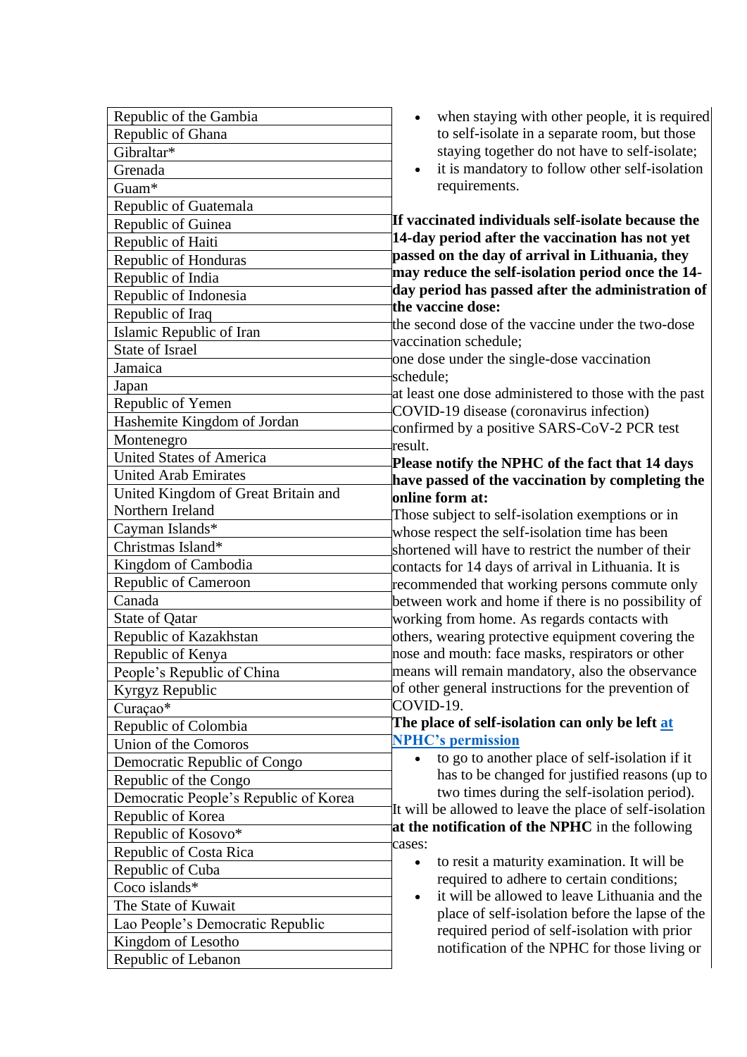| Republic of the Gambia |
|---|
| Republic of Ghana |
| Gibraltar* |
| Grenada |
| Guam* |
| Republic of Guatemala |
| Republic of Guinea |
| Republic of Haiti |
| Republic of Honduras |
| Republic of India |
| Republic of Indonesia |
| Republic of Iraq |
| Islamic Republic of Iran |
| State of Israel |
| Jamaica |
| Japan |
| Republic of Yemen |
| Hashemite Kingdom of Jordan |
| Montenegro |
| United States of America |
| United Arab Emirates |
| United Kingdom of Great Britain and Northern Ireland |
| Cayman Islands* |
| Christmas Island* |
| Kingdom of Cambodia |
| Republic of Cameroon |
| Canada |
| State of Qatar |
| Republic of Kazakhstan |
| Republic of Kenya |
| People's Republic of China |
| Kyrgyz Republic |
| Curaçao* |
| Republic of Colombia |
| Union of the Comoros |
| Democratic Republic of Congo |
| Republic of the Congo |
| Democratic People's Republic of Korea |
| Republic of Korea |
| Republic of Kosovo* |
| Republic of Costa Rica |
| Republic of Cuba |
| Coco islands* |
| The State of Kuwait |
| Lao People's Democratic Republic |
| Kingdom of Lesotho |
| Republic of Lebanon |

- when staying with other people, it is required to self-isolate in a separate room, but those staying together do not have to self-isolate;
- it is mandatory to follow other self-isolation requirements.

**If vaccinated individuals self-isolate because the 14-day period after the vaccination has not yet passed on the day of arrival in Lithuania, they may reduce the self-isolation period once the 14-day period has passed after the administration of the vaccine dose:**

the second dose of the vaccine under the two-dose vaccination schedule;

one dose under the single-dose vaccination schedule;

at least one dose administered to those with the past COVID-19 disease (coronavirus infection) confirmed by a positive SARS-CoV-2 PCR test result.

**Please notify the NPHC of the fact that 14 days have passed of the vaccination by completing the online form at:**

Those subject to self-isolation exemptions or in whose respect the self-isolation time has been shortened will have to restrict the number of their contacts for 14 days of arrival in Lithuania. It is recommended that working persons commute only between work and home if there is no possibility of working from home. As regards contacts with others, wearing protective equipment covering the nose and mouth: face masks, respirators or other means will remain mandatory, also the observance of other general instructions for the prevention of COVID-19.

**The place of self-isolation can only be left [at NPHC's permission]()**

- to go to another place of self-isolation if it has to be changed for justified reasons (up to two times during the self-isolation period).

It will be allowed to leave the place of self-isolation **at the notification of the NPHC** in the following cases:

- to resit a maturity examination. It will be required to adhere to certain conditions;
- it will be allowed to leave Lithuania and the place of self-isolation before the lapse of the required period of self-isolation with prior notification of the NPHC for those living or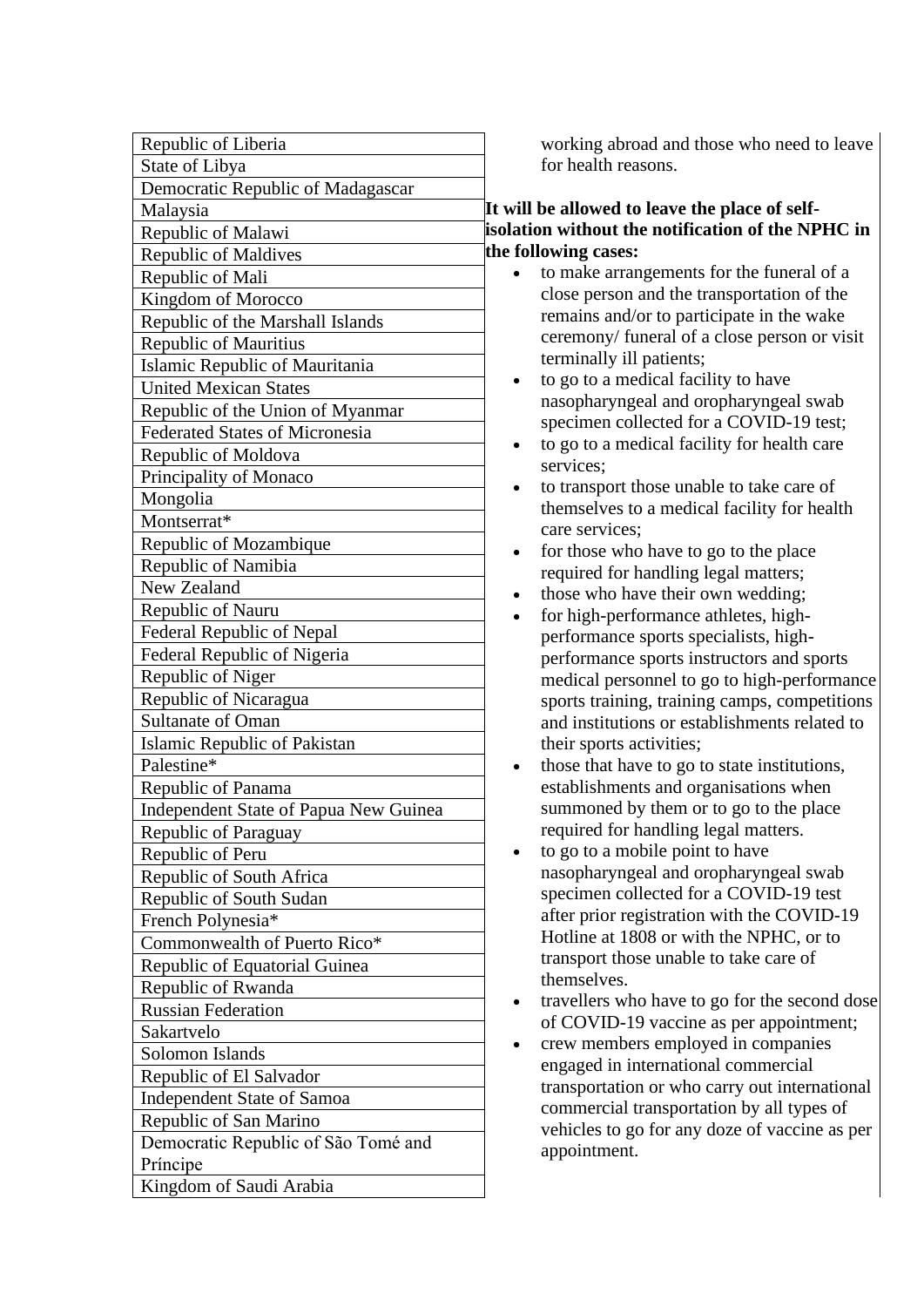| Republic of Liberia |
|---|
| State of Libya |
| Democratic Republic of Madagascar |
| Malaysia |
| Republic of Malawi |
| Republic of Maldives |
| Republic of Mali |
| Kingdom of Morocco |
| Republic of the Marshall Islands |
| Republic of Mauritius |
| Islamic Republic of Mauritania |
| United Mexican States |
| Republic of the Union of Myanmar |
| Federated States of Micronesia |
| Republic of Moldova |
| Principality of Monaco |
| Mongolia |
| Montserrat* |
| Republic of Mozambique |
| Republic of Namibia |
| New Zealand |
| Republic of Nauru |
| Federal Republic of Nepal |
| Federal Republic of Nigeria |
| Republic of Niger |
| Republic of Nicaragua |
| Sultanate of Oman |
| Islamic Republic of Pakistan |
| Palestine* |
| Republic of Panama |
| Independent State of Papua New Guinea |
| Republic of Paraguay |
| Republic of Peru |
| Republic of South Africa |
| Republic of South Sudan |
| French Polynesia* |
| Commonwealth of Puerto Rico* |
| Republic of Equatorial Guinea |
| Republic of Rwanda |
| Russian Federation |
| Sakartvelo |
| Solomon Islands |
| Republic of El Salvador |
| Independent State of Samoa |
| Republic of San Marino |
| Democratic Republic of São Tomé and Príncipe |
| Kingdom of Saudi Arabia |

working abroad and those who need to leave for health reasons.

**It will be allowed to leave the place of self-isolation without the notification of the NPHC in the following cases:**

- to make arrangements for the funeral of a close person and the transportation of the remains and/or to participate in the wake ceremony/ funeral of a close person or visit terminally ill patients;
- to go to a medical facility to have nasopharyngeal and oropharyngeal swab specimen collected for a COVID-19 test;
- to go to a medical facility for health care services;
- to transport those unable to take care of themselves to a medical facility for health care services;
- for those who have to go to the place required for handling legal matters;
- those who have their own wedding;
- for high-performance athletes, high-performance sports specialists, high-performance sports instructors and sports medical personnel to go to high-performance sports training, training camps, competitions and institutions or establishments related to their sports activities;
- those that have to go to state institutions, establishments and organisations when summoned by them or to go to the place required for handling legal matters.
- to go to a mobile point to have nasopharyngeal and oropharyngeal swab specimen collected for a COVID-19 test after prior registration with the COVID-19 Hotline at 1808 or with the NPHC, or to transport those unable to take care of themselves.
- travellers who have to go for the second dose of COVID-19 vaccine as per appointment;
- crew members employed in companies engaged in international commercial transportation or who carry out international commercial transportation by all types of vehicles to go for any doze of vaccine as per appointment.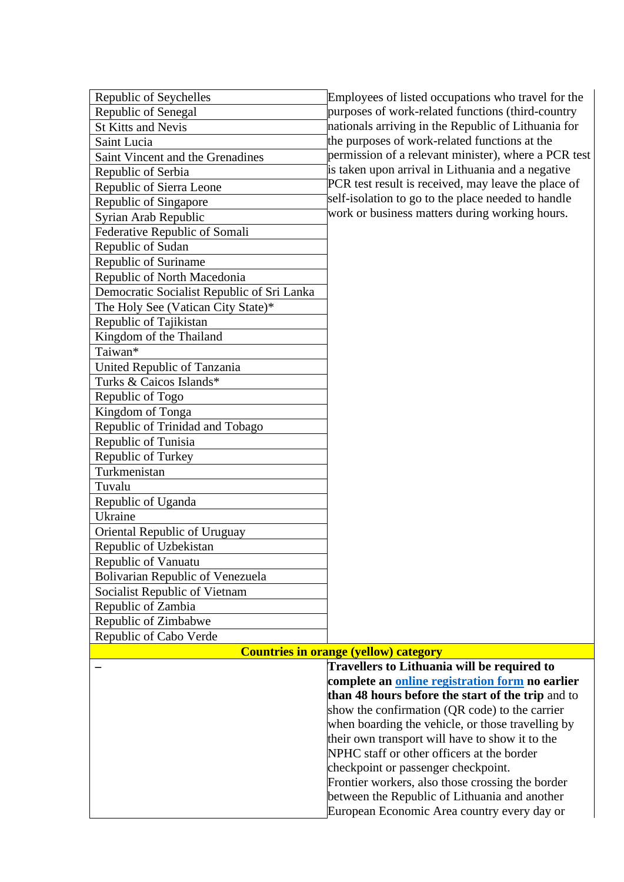| | |
|---|---|
| Republic of Seychelles | Employees of listed occupations who travel for the purposes of work-related functions (third-country nationals arriving in the Republic of Lithuania for the purposes of work-related functions at the permission of a relevant minister), where a PCR test is taken upon arrival in Lithuania and a negative PCR test result is received, may leave the place of self-isolation to go to the place needed to handle work or business matters during working hours. |
| Republic of Senegal | |
| St Kitts and Nevis | |
| Saint Lucia | |
| Saint Vincent and the Grenadines | |
| Republic of Serbia | |
| Republic of Sierra Leone | |
| Republic of Singapore | |
| Syrian Arab Republic | |
| Federative Republic of Somali | |
| Republic of Sudan | |
| Republic of Suriname | |
| Republic of North Macedonia | |
| Democratic Socialist Republic of Sri Lanka | |
| The Holy See (Vatican City State)* | |
| Republic of Tajikistan | |
| Kingdom of the Thailand | |
| Taiwan* | |
| United Republic of Tanzania | |
| Turks & Caicos Islands* | |
| Republic of Togo | |
| Kingdom of Tonga | |
| Republic of Trinidad and Tobago | |
| Republic of Tunisia | |
| Republic of Turkey | |
| Turkmenistan | |
| Tuvalu | |
| Republic of Uganda | |
| Ukraine | |
| Oriental Republic of Uruguay | |
| Republic of Uzbekistan | |
| Republic of Vanuatu | |
| Bolivarian Republic of Venezuela | |
| Socialist Republic of Vietnam | |
| Republic of Zambia | |
| Republic of Zimbabwe | |
| Republic of Cabo Verde | |
| **Countries in orange (yellow) category** | |
| – | **Travellers to Lithuania will be required to complete an online registration form no earlier than 48 hours before the start of the trip** and to show the confirmation (QR code) to the carrier when boarding the vehicle, or those travelling by their own transport will have to show it to the NPHC staff or other officers at the border checkpoint or passenger checkpoint.<br>Frontier workers, also those crossing the border between the Republic of Lithuania and another European Economic Area country every day or |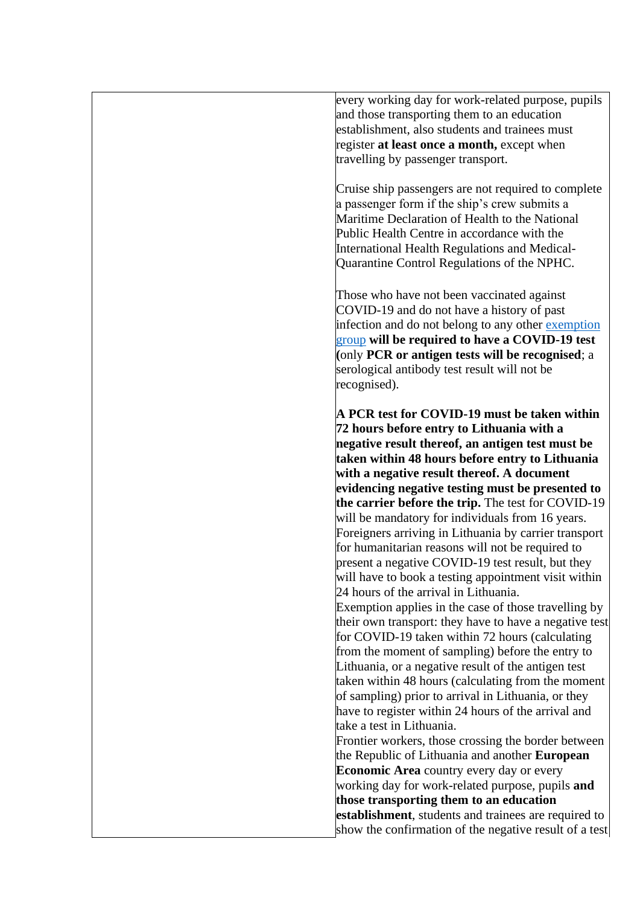| | |
|---|---|
| | every working day for work-related purpose, pupils and those transporting them to an education establishment, also students and trainees must register **at least once a month,** except when travelling by passenger transport.<br><br>Cruise ship passengers are not required to complete a passenger form if the ship's crew submits a Maritime Declaration of Health to the National Public Health Centre in accordance with the International Health Regulations and Medical-Quarantine Control Regulations of the NPHC.<br><br>Those who have not been vaccinated against COVID-19 and do not have a history of past infection and do not belong to any other [exemption group](#) **will be required to have a COVID-19 test** (only **PCR or antigen tests will be recognised**; a serological antibody test result will not be recognised).<br><br>**A PCR test for COVID-19 must be taken within 72 hours before entry to Lithuania with a negative result thereof, an antigen test must be taken within 48 hours before entry to Lithuania with a negative result thereof. A document evidencing negative testing must be presented to the carrier before the trip.** The test for COVID-19 will be mandatory for individuals from 16 years. Foreigners arriving in Lithuania by carrier transport for humanitarian reasons will not be required to present a negative COVID-19 test result, but they will have to book a testing appointment visit within 24 hours of the arrival in Lithuania.<br>Exemption applies in the case of those travelling by their own transport: they have to have a negative test for COVID-19 taken within 72 hours (calculating from the moment of sampling) before the entry to Lithuania, or a negative result of the antigen test taken within 48 hours (calculating from the moment of sampling) prior to arrival in Lithuania, or they have to register within 24 hours of the arrival and take a test in Lithuania.<br>Frontier workers, those crossing the border between the Republic of Lithuania and another **European Economic Area** country every day or every working day for work-related purpose, pupils **and those transporting them to an education establishment**, students and trainees are required to show the confirmation of the negative result of a test |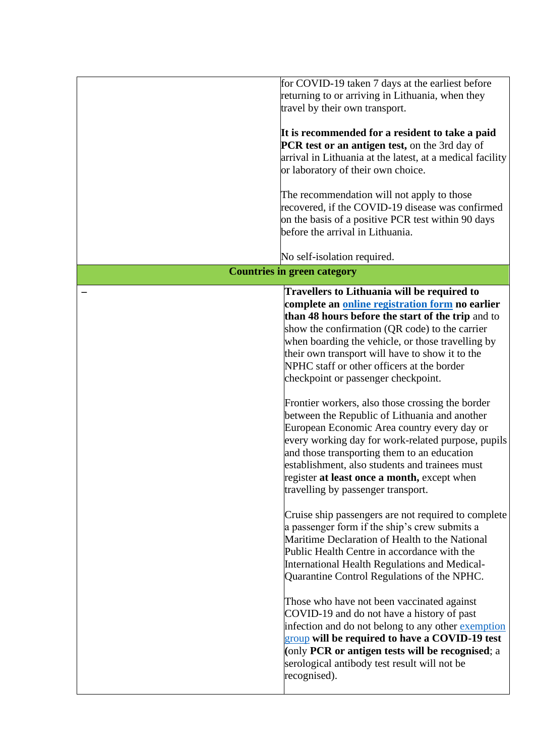| | |
|---|---|
| | for COVID-19 taken 7 days at the earliest before returning to or arriving in Lithuania, when they travel by their own transport.<br><br>**It is recommended for a resident to take a paid PCR test or an antigen test,** on the 3rd day of arrival in Lithuania at the latest, at a medical facility or laboratory of their own choice.<br><br>The recommendation will not apply to those recovered, if the COVID-19 disease was confirmed on the basis of a positive PCR test within 90 days before the arrival in Lithuania.<br><br>No self-isolation required. |
| **Countries in green category** | |
| – | **Travellers to Lithuania will be required to complete an [online registration form](#) no earlier than 48 hours before the start of the trip** and to show the confirmation (QR code) to the carrier when boarding the vehicle, or those travelling by their own transport will have to show it to the NPHC staff or other officers at the border checkpoint or passenger checkpoint.<br><br>Frontier workers, also those crossing the border between the Republic of Lithuania and another European Economic Area country every day or every working day for work-related purpose, pupils and those transporting them to an education establishment, also students and trainees must register **at least once a month,** except when travelling by passenger transport.<br><br>Cruise ship passengers are not required to complete a passenger form if the ship's crew submits a Maritime Declaration of Health to the National Public Health Centre in accordance with the International Health Regulations and Medical-Quarantine Control Regulations of the NPHC.<br><br>Those who have not been vaccinated against COVID-19 and do not have a history of past infection and do not belong to any other [exemption group](#) **will be required to have a COVID-19 test** (only **PCR or antigen tests will be recognised**; a serological antibody test result will not be recognised). |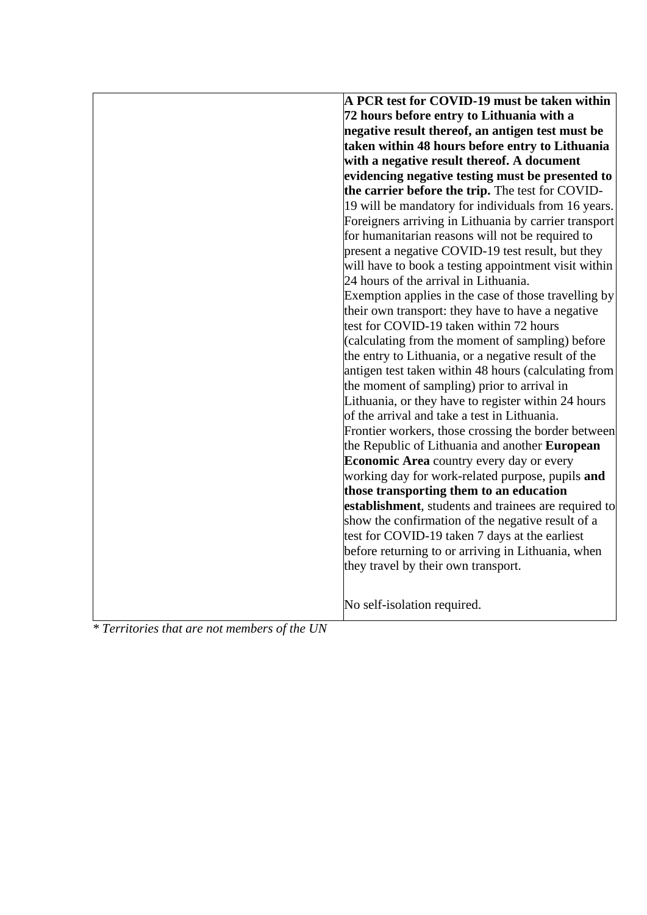| | |
|---|---|
| | **A PCR test for COVID-19 must be taken within 72 hours before entry to Lithuania with a negative result thereof, an antigen test must be taken within 48 hours before entry to Lithuania with a negative result thereof. A document evidencing negative testing must be presented to the carrier before the trip.** The test for COVID-19 will be mandatory for individuals from 16 years. Foreigners arriving in Lithuania by carrier transport for humanitarian reasons will not be required to present a negative COVID-19 test result, but they will have to book a testing appointment visit within 24 hours of the arrival in Lithuania.<br>Exemption applies in the case of those travelling by their own transport: they have to have a negative test for COVID-19 taken within 72 hours (calculating from the moment of sampling) before the entry to Lithuania, or a negative result of the antigen test taken within 48 hours (calculating from the moment of sampling) prior to arrival in Lithuania, or they have to register within 24 hours of the arrival and take a test in Lithuania.<br>Frontier workers, those crossing the border between the Republic of Lithuania and another **European Economic Area** country every day or every working day for work-related purpose, pupils **and those transporting them to an education establishment**, students and trainees are required to show the confirmation of the negative result of a test for COVID-19 taken 7 days at the earliest before returning to or arriving in Lithuania, when they travel by their own transport.<br><br>No self-isolation required. |

*\* Territories that are not members of the UN*